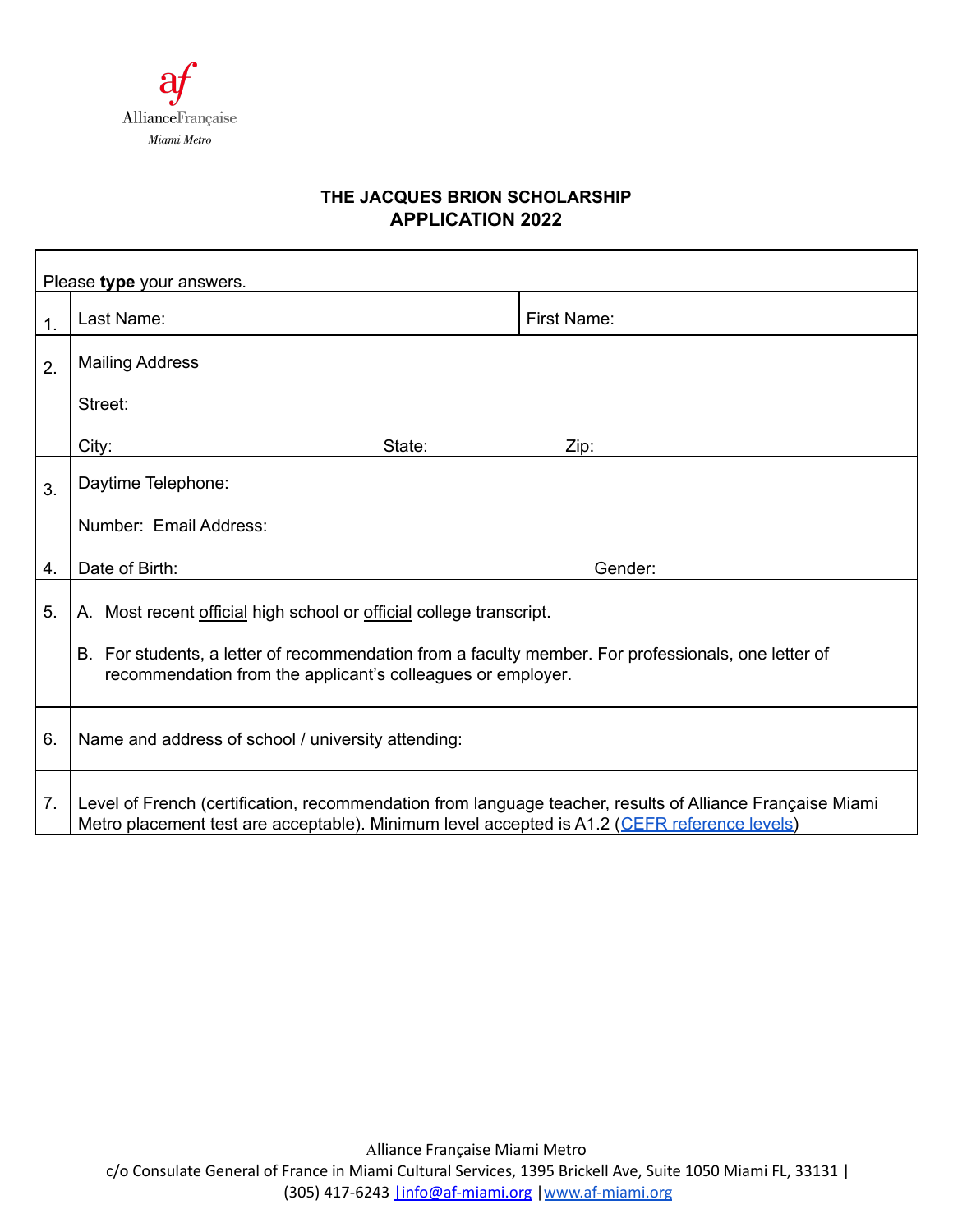AllianceFrançaise
*Miami Metro*

## THE JACQUES BRION SCHOLARSHIP
## APPLICATION 2022

| Please **type** your answers. | | |
|---|---|---|
| 1. | Last Name: | First Name: |
| 2. | Mailing Address<br><br>Street:<br><br>City: State: Zip: | |
| 3. | Daytime Telephone:<br><br>Number: Email Address: | |
| 4. | Date of Birth: Gender: | |
| 5. | A. Most recent official high school or official college transcript.<br><br>B. For students, a letter of recommendation from a faculty member. For professionals, one letter of recommendation from the applicant's colleagues or employer. | |
| 6. | Name and address of school / university attending: | |
| 7. | Level of French (certification, recommendation from language teacher, results of Alliance Française Miami Metro placement test are acceptable). Minimum level accepted is A1.2 (CEFR reference levels) | |

Alliance Française Miami Metro
c/o Consulate General of France in Miami Cultural Services, 1395 Brickell Ave, Suite 1050 Miami FL, 33131 | (305) 417-6243 | info@af-miami.org | www.af-miami.org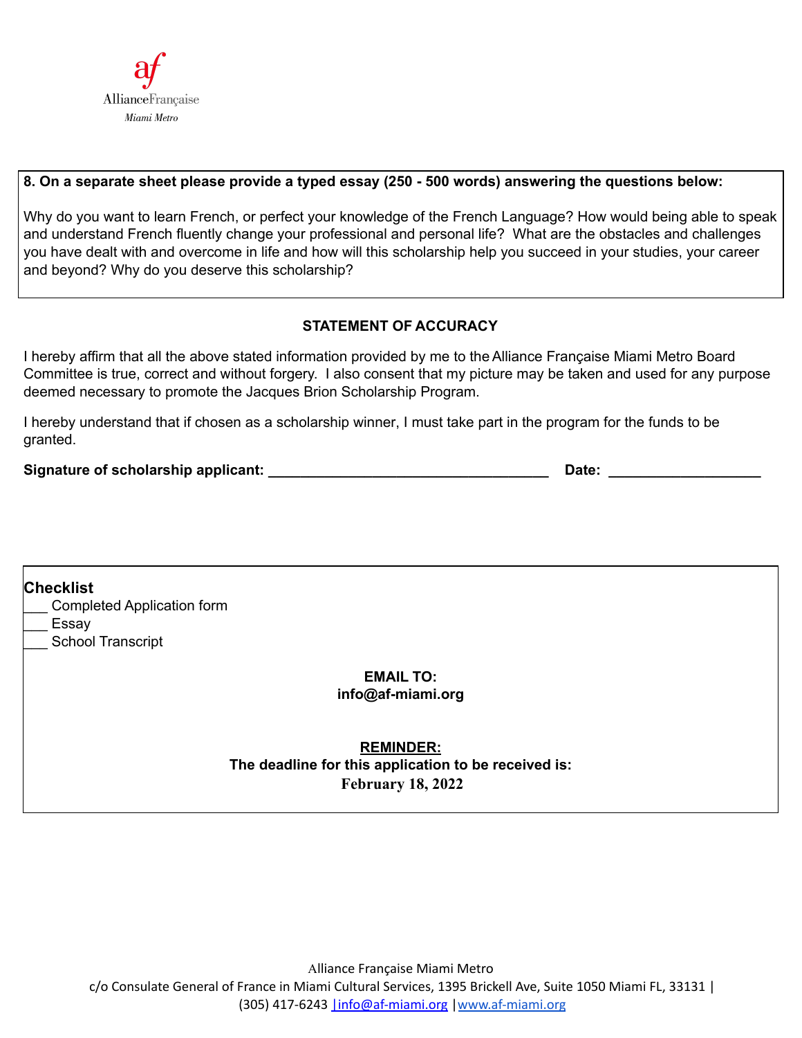AllianceFrançaise
*Miami Metro*

**8. On a separate sheet please provide a typed essay (250 - 500 words) answering the questions below:**

Why do you want to learn French, or perfect your knowledge of the French Language? How would being able to speak and understand French fluently change your professional and personal life? What are the obstacles and challenges you have dealt with and overcome in life and how will this scholarship help you succeed in your studies, your career and beyond? Why do you deserve this scholarship?

**STATEMENT OF ACCURACY**

I hereby affirm that all the above stated information provided by me to the Alliance Française Miami Metro Board Committee is true, correct and without forgery. I also consent that my picture may be taken and used for any purpose deemed necessary to promote the Jacques Brion Scholarship Program.

I hereby understand that if chosen as a scholarship winner, I must take part in the program for the funds to be granted.

**Signature of scholarship applicant:** ___________________________________ **Date:** __________________

**Checklist**

___ Completed Application form
___ Essay
___ School Transcript

**EMAIL TO:**
**info@af-miami.org**

**REMINDER:**
**The deadline for this application to be received is:**
**February 18, 2022**

Alliance Française Miami Metro
c/o Consulate General of France in Miami Cultural Services, 1395 Brickell Ave, Suite 1050 Miami FL, 33131 | (305) 417-6243 | info@af-miami.org | www.af-miami.org